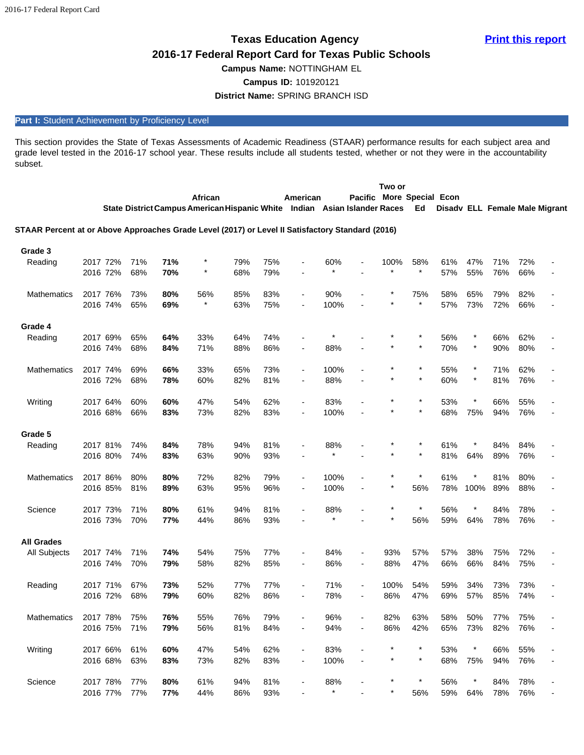# Texas Education Agency

## 2016-17 Federal Report Card for Texas Public Schools

**Campus Name:** NOTTINGHAM EL

**Campus ID:** 101920121

**District Name:** SPRING BRANCH ISD

## Part I: Student Achievement by Proficiency Level

This section provides the State of Texas Assessments of Academic Readiness (STAAR) performance results for each subject area and grade level tested in the 2016-17 school year. These results include all students tested, whether or not they were in the accountability subset.

| | | State | District | Campus | African American | Hispanic | White | American Indian | Asian | Pacific Islander | Two or More Races | Special Ed | Econ Disadv | ELL | Female | Male | Migrant |
|---|---|---|---|---|---|---|---|---|---|---|---|---|---|---|---|---|---|
| **STAAR Percent at or Above Approaches Grade Level (2017) or Level II Satisfactory Standard (2016)** | | | | | | | | | | | | | | | | | |
| **Grade 3** | | | | | | | | | | | | | | | | | |
| Reading | 2017 | 72% | 71% | **71%** | * | 79% | 75% | - | 60% | - | 100% | 58% | 61% | 47% | 71% | 72% | - |
| | 2016 | 72% | 68% | **70%** | * | 68% | 79% | - | * | - | * | * | 57% | 55% | 76% | 66% | - |
| Mathematics | 2017 | 76% | 73% | **80%** | 56% | 85% | 83% | - | 90% | - | * | 75% | 58% | 65% | 79% | 82% | - |
| | 2016 | 74% | 65% | **69%** | * | 63% | 75% | - | 100% | - | * | * | 57% | 73% | 72% | 66% | - |
| **Grade 4** | | | | | | | | | | | | | | | | | |
| Reading | 2017 | 69% | 65% | **64%** | 33% | 64% | 74% | - | * | - | * | * | 56% | * | 66% | 62% | - |
| | 2016 | 74% | 68% | **84%** | 71% | 88% | 86% | - | 88% | - | * | * | 70% | * | 90% | 80% | - |
| Mathematics | 2017 | 74% | 69% | **66%** | 33% | 65% | 73% | - | 100% | - | * | * | 55% | * | 71% | 62% | - |
| | 2016 | 72% | 68% | **78%** | 60% | 82% | 81% | - | 88% | - | * | * | 60% | * | 81% | 76% | - |
| Writing | 2017 | 64% | 60% | **60%** | 47% | 54% | 62% | - | 83% | - | * | * | 53% | * | 66% | 55% | - |
| | 2016 | 68% | 66% | **83%** | 73% | 82% | 83% | - | 100% | - | * | * | 68% | 75% | 94% | 76% | - |
| **Grade 5** | | | | | | | | | | | | | | | | | |
| Reading | 2017 | 81% | 74% | **84%** | 78% | 94% | 81% | - | 88% | - | * | * | 61% | * | 84% | 84% | - |
| | 2016 | 80% | 74% | **83%** | 63% | 90% | 93% | - | * | - | * | * | 81% | 64% | 89% | 76% | - |
| Mathematics | 2017 | 86% | 80% | **80%** | 72% | 82% | 79% | - | 100% | - | * | * | 61% | * | 81% | 80% | - |
| | 2016 | 85% | 81% | **89%** | 63% | 95% | 96% | - | 100% | - | * | 56% | 78% | 100% | 89% | 88% | - |
| Science | 2017 | 73% | 71% | **80%** | 61% | 94% | 81% | - | 88% | - | * | * | 56% | * | 84% | 78% | - |
| | 2016 | 73% | 70% | **77%** | 44% | 86% | 93% | - | * | - | * | 56% | 59% | 64% | 78% | 76% | - |
| **All Grades** | | | | | | | | | | | | | | | | | |
| All Subjects | 2017 | 74% | 71% | **74%** | 54% | 75% | 77% | - | 84% | - | 93% | 57% | 57% | 38% | 75% | 72% | - |
| | 2016 | 74% | 70% | **79%** | 58% | 82% | 85% | - | 86% | - | 88% | 47% | 66% | 66% | 84% | 75% | - |
| Reading | 2017 | 71% | 67% | **73%** | 52% | 77% | 77% | - | 71% | - | 100% | 54% | 59% | 34% | 73% | 73% | - |
| | 2016 | 72% | 68% | **79%** | 60% | 82% | 86% | - | 78% | - | 86% | 47% | 69% | 57% | 85% | 74% | - |
| Mathematics | 2017 | 78% | 75% | **76%** | 55% | 76% | 79% | - | 96% | - | 82% | 63% | 58% | 50% | 77% | 75% | - |
| | 2016 | 75% | 71% | **79%** | 56% | 81% | 84% | - | 94% | - | 86% | 42% | 65% | 73% | 82% | 76% | - |
| Writing | 2017 | 66% | 61% | **60%** | 47% | 54% | 62% | - | 83% | - | * | * | 53% | * | 66% | 55% | - |
| | 2016 | 68% | 63% | **83%** | 73% | 82% | 83% | - | 100% | - | * | * | 68% | 75% | 94% | 76% | - |
| Science | 2017 | 78% | 77% | **80%** | 61% | 94% | 81% | - | 88% | - | * | * | 56% | * | 84% | 78% | - |
| | 2016 | 77% | 77% | **77%** | 44% | 86% | 93% | - | * | - | * | 56% | 59% | 64% | 78% | 76% | - |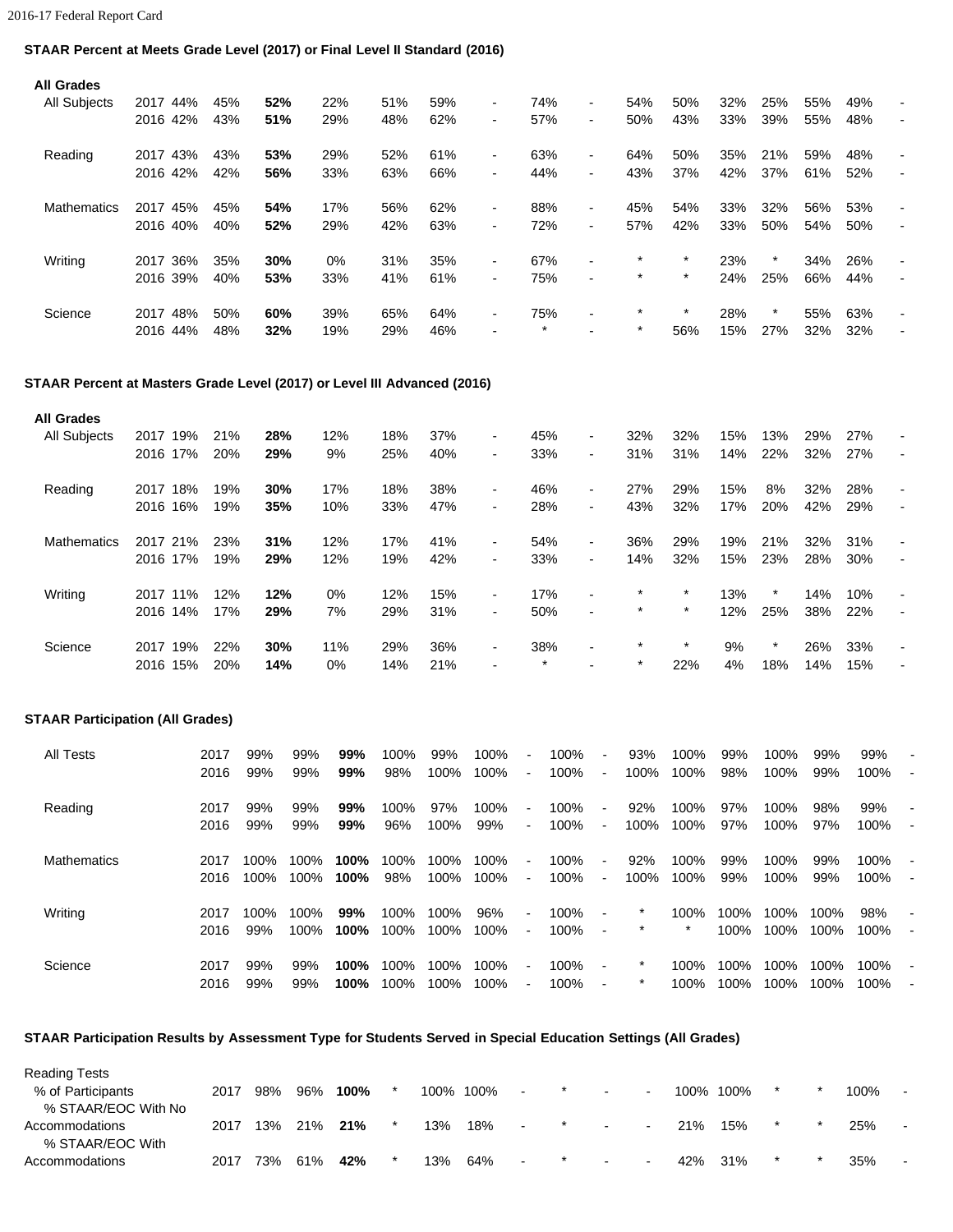### STAAR Percent at Meets Grade Level (2017) or Final Level II Standard (2016)

| | | | | | | | | | | | | | | | | | |
|---|---|---|---|---|---|---|---|---|---|---|---|---|---|---|---|---|---|
| **All Grades** | | | | | | | | | | | | | | | | | |
| All Subjects | 2017 | 44% | 45% | **52%** | 22% | 51% | 59% | - | 74% | - | 54% | 50% | 32% | 25% | 55% | 49% | - |
| | 2016 | 42% | 43% | **51%** | 29% | 48% | 62% | - | 57% | - | 50% | 43% | 33% | 39% | 55% | 48% | - |
| Reading | 2017 | 43% | 43% | **53%** | 29% | 52% | 61% | - | 63% | - | 64% | 50% | 35% | 21% | 59% | 48% | - |
| | 2016 | 42% | 42% | **56%** | 33% | 63% | 66% | - | 44% | - | 43% | 37% | 42% | 37% | 61% | 52% | - |
| Mathematics | 2017 | 45% | 45% | **54%** | 17% | 56% | 62% | - | 88% | - | 45% | 54% | 33% | 32% | 56% | 53% | - |
| | 2016 | 40% | 40% | **52%** | 29% | 42% | 63% | - | 72% | - | 57% | 42% | 33% | 50% | 54% | 50% | - |
| Writing | 2017 | 36% | 35% | **30%** | 0% | 31% | 35% | - | 67% | - | * | * | 23% | * | 34% | 26% | - |
| | 2016 | 39% | 40% | **53%** | 33% | 41% | 61% | - | 75% | - | * | * | 24% | 25% | 66% | 44% | - |
| Science | 2017 | 48% | 50% | **60%** | 39% | 65% | 64% | - | 75% | - | * | * | 28% | * | 55% | 63% | - |
| | 2016 | 44% | 48% | **32%** | 19% | 29% | 46% | - | * | - | * | 56% | 15% | 27% | 32% | 32% | - |

### STAAR Percent at Masters Grade Level (2017) or Level III Advanced (2016)

| | | | | | | | | | | | | | | | | | |
|---|---|---|---|---|---|---|---|---|---|---|---|---|---|---|---|---|---|
| **All Grades** | | | | | | | | | | | | | | | | | |
| All Subjects | 2017 | 19% | 21% | **28%** | 12% | 18% | 37% | - | 45% | - | 32% | 32% | 15% | 13% | 29% | 27% | - |
| | 2016 | 17% | 20% | **29%** | 9% | 25% | 40% | - | 33% | - | 31% | 31% | 14% | 22% | 32% | 27% | - |
| Reading | 2017 | 18% | 19% | **30%** | 17% | 18% | 38% | - | 46% | - | 27% | 29% | 15% | 8% | 32% | 28% | - |
| | 2016 | 16% | 19% | **35%** | 10% | 33% | 47% | - | 28% | - | 43% | 32% | 17% | 20% | 42% | 29% | - |
| Mathematics | 2017 | 21% | 23% | **31%** | 12% | 17% | 41% | - | 54% | - | 36% | 29% | 19% | 21% | 32% | 31% | - |
| | 2016 | 17% | 19% | **29%** | 12% | 19% | 42% | - | 33% | - | 14% | 32% | 15% | 23% | 28% | 30% | - |
| Writing | 2017 | 11% | 12% | **12%** | 0% | 12% | 15% | - | 17% | - | * | * | 13% | * | 14% | 10% | - |
| | 2016 | 14% | 17% | **29%** | 7% | 29% | 31% | - | 50% | - | * | * | 12% | 25% | 38% | 22% | - |
| Science | 2017 | 19% | 22% | **30%** | 11% | 29% | 36% | - | 38% | - | * | * | 9% | * | 26% | 33% | - |
| | 2016 | 15% | 20% | **14%** | 0% | 14% | 21% | - | * | - | * | 22% | 4% | 18% | 14% | 15% | - |

### STAAR Participation (All Grades)

| | | | | | | | | | | | | | | | | | |
|---|---|---|---|---|---|---|---|---|---|---|---|---|---|---|---|---|---|
| All Tests | 2017 | 99% | 99% | **99%** | 100% | 99% | 100% | - | 100% | - | 93% | 100% | 99% | 100% | 99% | 99% | - |
| | 2016 | 99% | 99% | **99%** | 98% | 100% | 100% | - | 100% | - | 100% | 100% | 98% | 100% | 99% | 100% | - |
| Reading | 2017 | 99% | 99% | **99%** | 100% | 97% | 100% | - | 100% | - | 92% | 100% | 97% | 100% | 98% | 99% | - |
| | 2016 | 99% | 99% | **99%** | 96% | 100% | 99% | - | 100% | - | 100% | 100% | 97% | 100% | 97% | 100% | - |
| Mathematics | 2017 | 100% | 100% | **100%** | 100% | 100% | 100% | - | 100% | - | 92% | 100% | 99% | 100% | 99% | 100% | - |
| | 2016 | 100% | 100% | **100%** | 98% | 100% | 100% | - | 100% | - | 100% | 100% | 99% | 100% | 99% | 100% | - |
| Writing | 2017 | 100% | 100% | **99%** | 100% | 100% | 96% | - | 100% | - | * | 100% | 100% | 100% | 100% | 98% | - |
| | 2016 | 99% | 100% | **100%** | 100% | 100% | 100% | - | 100% | - | * | * | 100% | 100% | 100% | 100% | - |
| Science | 2017 | 99% | 99% | **100%** | 100% | 100% | 100% | - | 100% | - | * | 100% | 100% | 100% | 100% | 100% | - |
| | 2016 | 99% | 99% | **100%** | 100% | 100% | 100% | - | 100% | - | * | 100% | 100% | 100% | 100% | 100% | - |

### STAAR Participation Results by Assessment Type for Students Served in Special Education Settings (All Grades)

| | | | | | | | | | | | | | | | | | |
|---|---|---|---|---|---|---|---|---|---|---|---|---|---|---|---|---|---|
| Reading Tests | | | | | | | | | | | | | | | | | |
| % of Participants | 2017 | 98% | 96% | **100%** | * | 100% | 100% | - | * | - | - | 100% | 100% | * | * | 100% | - |
| % STAAR/EOC With No Accommodations | 2017 | 13% | 21% | **21%** | * | 13% | 18% | - | * | - | - | 21% | 15% | * | * | 25% | - |
| % STAAR/EOC With Accommodations | 2017 | 73% | 61% | **42%** | * | 13% | 64% | - | * | - | - | 42% | 31% | * | * | 35% | - |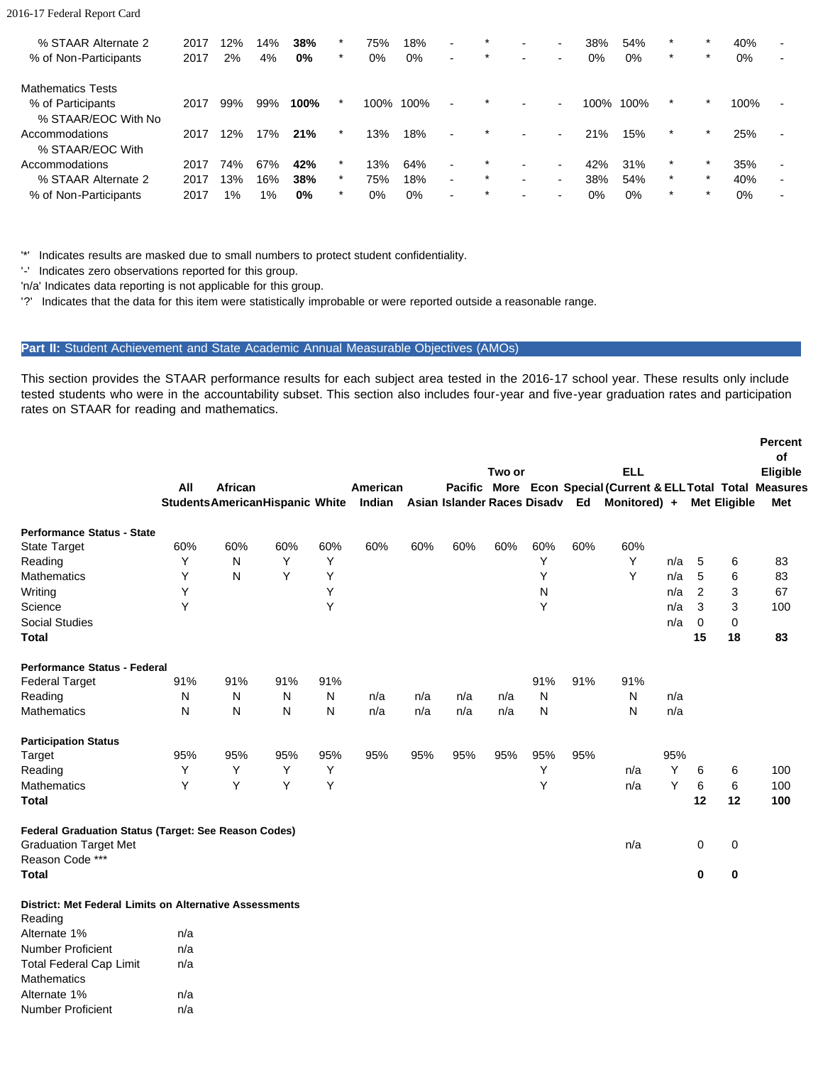| | | | | | | | | | | | | | | | | | |
|---|---|---|---|---|---|---|---|---|---|---|---|---|---|---|---|---|---|
| % STAAR Alternate 2 | 2017 | 12% | 14% | **38%** | * | 75% | 18% | - | * | - | - | 38% | 54% | * | * | 40% | - |
| % of Non-Participants | 2017 | 2% | 4% | **0%** | * | 0% | 0% | - | * | - | - | 0% | 0% | * | * | 0% | - |
| Mathematics Tests | | | | | | | | | | | | | | | | | |
| % of Participants | 2017 | 99% | 99% | **100%** | * | 100% | 100% | - | * | - | - | 100% | 100% | * | * | 100% | - |
| % STAAR/EOC With No Accommodations | 2017 | 12% | 17% | **21%** | * | 13% | 18% | - | * | - | - | 21% | 15% | * | * | 25% | - |
| % STAAR/EOC With Accommodations | 2017 | 74% | 67% | **42%** | * | 13% | 64% | - | * | - | - | 42% | 31% | * | * | 35% | - |
| % STAAR Alternate 2 | 2017 | 13% | 16% | **38%** | * | 75% | 18% | - | * | - | - | 38% | 54% | * | * | 40% | - |
| % of Non-Participants | 2017 | 1% | 1% | **0%** | * | 0% | 0% | - | * | - | - | 0% | 0% | * | * | 0% | - |

'*' Indicates results are masked due to small numbers to protect student confidentiality.
'-' Indicates zero observations reported for this group.
'n/a' Indicates data reporting is not applicable for this group.
'?' Indicates that the data for this item were statistically improbable or were reported outside a reasonable range.

## Part II: Student Achievement and State Academic Annual Measurable Objectives (AMOs)

This section provides the STAAR performance results for each subject area tested in the 2016-17 school year. These results only include tested students who were in the accountability subset. This section also includes four-year and five-year graduation rates and participation rates on STAAR for reading and mathematics.

| | All Students | African American | Hispanic | White | American Indian | Asian | Pacific Islander | Two or More Races | Econ Disadv | Special Ed | ELL (Current & Monitored) + | ELL | Total Met | Total Eligible | Percent of Eligible Measures Met |
|---|---|---|---|---|---|---|---|---|---|---|---|---|---|---|---|
| **Performance Status - State** | | | | | | | | | | | | | | | |
| State Target | 60% | 60% | 60% | 60% | 60% | 60% | 60% | 60% | 60% | 60% | 60% | | | | |
| Reading | Y | N | Y | Y | | | | | Y | | Y | n/a | 5 | 6 | 83 |
| Mathematics | Y | N | Y | Y | | | | | Y | | Y | n/a | 5 | 6 | 83 |
| Writing | Y | | | Y | | | | | N | | | n/a | 2 | 3 | 67 |
| Science | Y | | | Y | | | | | Y | | | n/a | 3 | 3 | 100 |
| Social Studies | | | | | | | | | | | | n/a | 0 | 0 | |
| **Total** | | | | | | | | | | | | | **15** | **18** | **83** |
| **Performance Status - Federal** | | | | | | | | | | | | | | | |
| Federal Target | 91% | 91% | 91% | 91% | | | | | 91% | 91% | 91% | | | | |
| Reading | N | N | N | N | n/a | n/a | n/a | n/a | N | | N | n/a | | | |
| Mathematics | N | N | N | N | n/a | n/a | n/a | n/a | N | | N | n/a | | | |
| **Participation Status** | | | | | | | | | | | | | | | |
| Target | 95% | 95% | 95% | 95% | 95% | 95% | 95% | 95% | 95% | 95% | | 95% | | | |
| Reading | Y | Y | Y | Y | | | | | Y | | n/a | Y | 6 | 6 | 100 |
| Mathematics | Y | Y | Y | Y | | | | | Y | | n/a | Y | 6 | 6 | 100 |
| **Total** | | | | | | | | | | | | | **12** | **12** | **100** |
| **Federal Graduation Status (Target: See Reason Codes)** | | | | | | | | | | | | | | | |
| Graduation Target Met | | | | | | | | | | | n/a | | 0 | 0 | |
| Reason Code *** | | | | | | | | | | | | | | | |
| **Total** | | | | | | | | | | | | | **0** | **0** | |

**District: Met Federal Limits on Alternative Assessments**

| | |
|---|---|
| Reading | |
| Alternate 1% | n/a |
| Number Proficient | n/a |
| Total Federal Cap Limit | n/a |
| Mathematics | |
| Alternate 1% | n/a |
| Number Proficient | n/a |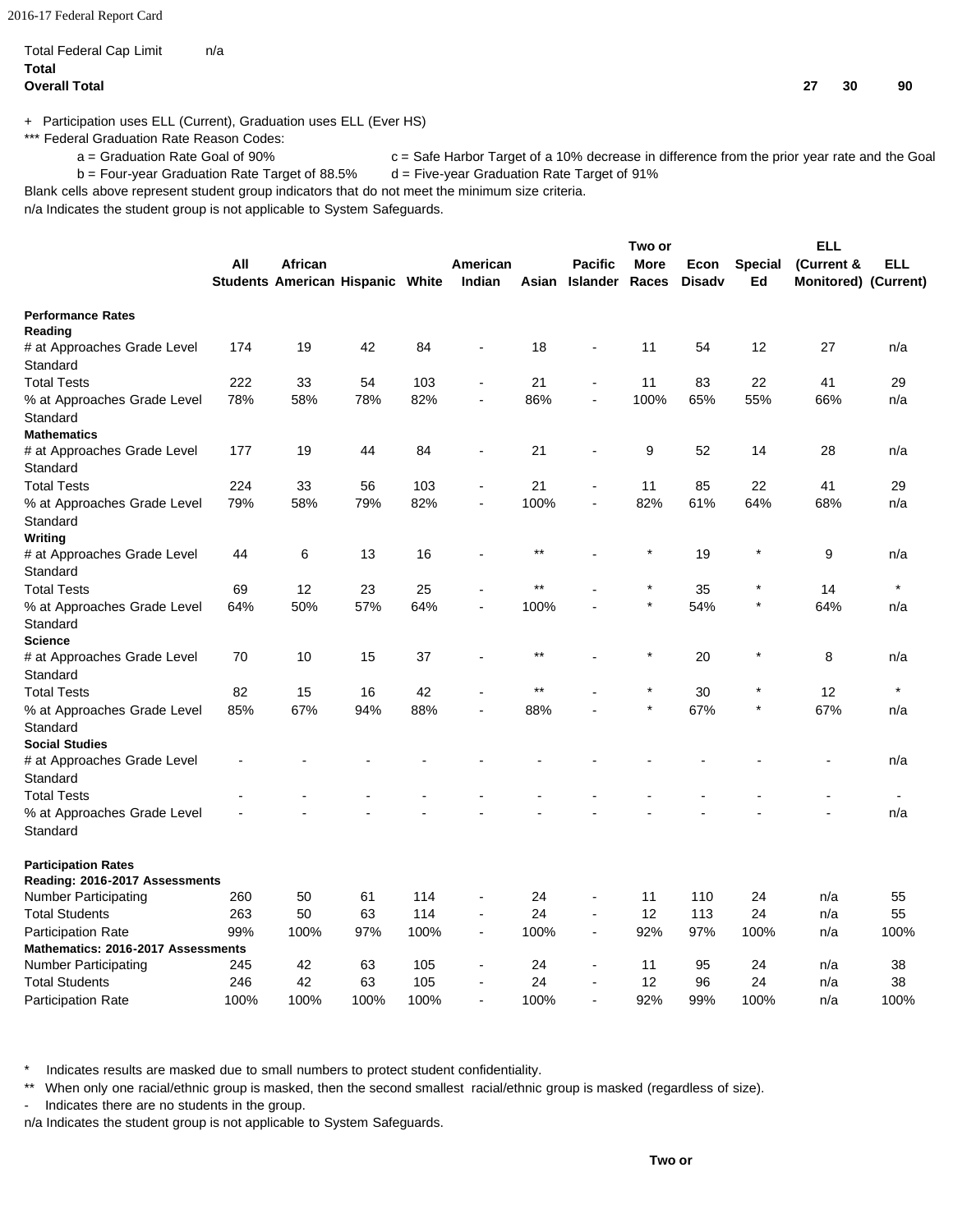Total Federal Cap Limit n/a

**Total**

**Overall Total** **27** **30** **90**

\+ Participation uses ELL (Current), Graduation uses ELL (Ever HS)

*** Federal Graduation Rate Reason Codes:

a = Graduation Rate Goal of 90% c = Safe Harbor Target of a 10% decrease in difference from the prior year rate and the Goal

b = Four-year Graduation Rate Target of 88.5% d = Five-year Graduation Rate Target of 91%

Blank cells above represent student group indicators that do not meet the minimum size criteria.

n/a Indicates the student group is not applicable to System Safeguards.

| | All Students | African American | Hispanic | White | American Indian | Asian | Pacific Islander | Two or More Races | Econ Disadv | Special Ed | ELL (Current & Monitored) | ELL (Current) |
|---|---|---|---|---|---|---|---|---|---|---|---|---|
| **Performance Rates** | | | | | | | | | | | | |
| **Reading** | | | | | | | | | | | | |
| # at Approaches Grade Level Standard | 174 | 19 | 42 | 84 | - | 18 | - | 11 | 54 | 12 | 27 | n/a |
| Total Tests | 222 | 33 | 54 | 103 | - | 21 | - | 11 | 83 | 22 | 41 | 29 |
| % at Approaches Grade Level Standard | 78% | 58% | 78% | 82% | - | 86% | - | 100% | 65% | 55% | 66% | n/a |
| **Mathematics** | | | | | | | | | | | | |
| # at Approaches Grade Level Standard | 177 | 19 | 44 | 84 | - | 21 | - | 9 | 52 | 14 | 28 | n/a |
| Total Tests | 224 | 33 | 56 | 103 | - | 21 | - | 11 | 85 | 22 | 41 | 29 |
| % at Approaches Grade Level Standard | 79% | 58% | 79% | 82% | - | 100% | - | 82% | 61% | 64% | 68% | n/a |
| **Writing** | | | | | | | | | | | | |
| # at Approaches Grade Level Standard | 44 | 6 | 13 | 16 | - | ** | - | * | 19 | * | 9 | n/a |
| Total Tests | 69 | 12 | 23 | 25 | - | ** | - | * | 35 | * | 14 | * |
| % at Approaches Grade Level Standard | 64% | 50% | 57% | 64% | - | 100% | - | * | 54% | * | 64% | n/a |
| **Science** | | | | | | | | | | | | |
| # at Approaches Grade Level Standard | 70 | 10 | 15 | 37 | - | ** | - | * | 20 | * | 8 | n/a |
| Total Tests | 82 | 15 | 16 | 42 | - | ** | - | * | 30 | * | 12 | * |
| % at Approaches Grade Level Standard | 85% | 67% | 94% | 88% | - | 88% | - | * | 67% | * | 67% | n/a |
| **Social Studies** | | | | | | | | | | | | |
| # at Approaches Grade Level Standard | - | - | - | - | - | - | - | - | - | - | - | n/a |
| Total Tests | - | - | - | - | - | - | - | - | - | - | - | - |
| % at Approaches Grade Level Standard | - | - | - | - | - | - | - | - | - | - | - | n/a |
| **Participation Rates** | | | | | | | | | | | | |
| **Reading: 2016-2017 Assessments** | | | | | | | | | | | | |
| Number Participating | 260 | 50 | 61 | 114 | - | 24 | - | 11 | 110 | 24 | n/a | 55 |
| Total Students | 263 | 50 | 63 | 114 | - | 24 | - | 12 | 113 | 24 | n/a | 55 |
| Participation Rate | 99% | 100% | 97% | 100% | - | 100% | - | 92% | 97% | 100% | n/a | 100% |
| **Mathematics: 2016-2017 Assessments** | | | | | | | | | | | | |
| Number Participating | 245 | 42 | 63 | 105 | - | 24 | - | 11 | 95 | 24 | n/a | 38 |
| Total Students | 246 | 42 | 63 | 105 | - | 24 | - | 12 | 96 | 24 | n/a | 38 |
| Participation Rate | 100% | 100% | 100% | 100% | - | 100% | - | 92% | 99% | 100% | n/a | 100% |

\* Indicates results are masked due to small numbers to protect student confidentiality.

** When only one racial/ethnic group is masked, then the second smallest racial/ethnic group is masked (regardless of size).

\- Indicates there are no students in the group.

n/a Indicates the student group is not applicable to System Safeguards.

**Two or**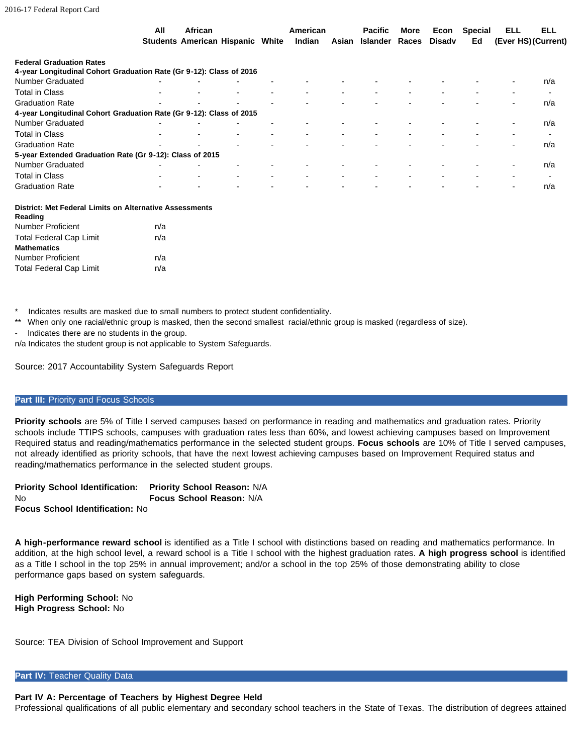| | All Students | African American | Hispanic | White | American Indian | Asian | Pacific Islander | More Races | Econ Disadv | Special Ed | ELL (Ever HS) | ELL (Current) |
|---|---|---|---|---|---|---|---|---|---|---|---|---|
| **Federal Graduation Rates** | | | | | | | | | | | | |
| **4-year Longitudinal Cohort Graduation Rate (Gr 9-12): Class of 2016** | | | | | | | | | | | | |
| Number Graduated | - | - | - | - | - | - | - | - | - | - | - | n/a |
| Total in Class | - | - | - | - | - | - | - | - | - | - | - | - |
| Graduation Rate | - | - | - | - | - | - | - | - | - | - | - | n/a |
| **4-year Longitudinal Cohort Graduation Rate (Gr 9-12): Class of 2015** | | | | | | | | | | | | |
| Number Graduated | - | - | - | - | - | - | - | - | - | - | - | n/a |
| Total in Class | - | - | - | - | - | - | - | - | - | - | - | - |
| Graduation Rate | - | - | - | - | - | - | - | - | - | - | - | n/a |
| **5-year Extended Graduation Rate (Gr 9-12): Class of 2015** | | | | | | | | | | | | |
| Number Graduated | - | - | - | - | - | - | - | - | - | - | - | n/a |
| Total in Class | - | - | - | - | - | - | - | - | - | - | - | - |
| Graduation Rate | - | - | - | - | - | - | - | - | - | - | - | n/a |

**District: Met Federal Limits on Alternative Assessments**

| | |
|---|---|
| **Reading** | |
| Number Proficient | n/a |
| Total Federal Cap Limit | n/a |
| **Mathematics** | |
| Number Proficient | n/a |
| Total Federal Cap Limit | n/a |

\* Indicates results are masked due to small numbers to protect student confidentiality.

** When only one racial/ethnic group is masked, then the second smallest racial/ethnic group is masked (regardless of size).

- Indicates there are no students in the group.

n/a Indicates the student group is not applicable to System Safeguards.

Source: 2017 Accountability System Safeguards Report

## Part III: Priority and Focus Schools

**Priority schools** are 5% of Title I served campuses based on performance in reading and mathematics and graduation rates. Priority schools include TTIPS schools, campuses with graduation rates less than 60%, and lowest achieving campuses based on Improvement Required status and reading/mathematics performance in the selected student groups. **Focus schools** are 10% of Title I served campuses, not already identified as priority schools, that have the next lowest achieving campuses based on Improvement Required status and reading/mathematics performance in the selected student groups.

**Priority School Identification:** No
**Focus School Identification:** No

**Priority School Reason:** N/A
**Focus School Reason:** N/A

**A high-performance reward school** is identified as a Title I school with distinctions based on reading and mathematics performance. In addition, at the high school level, a reward school is a Title I school with the highest graduation rates. **A high progress school** is identified as a Title I school in the top 25% in annual improvement; and/or a school in the top 25% of those demonstrating ability to close performance gaps based on system safeguards.

**High Performing School:** No
**High Progress School:** No

Source: TEA Division of School Improvement and Support

## Part IV: Teacher Quality Data

**Part IV A: Percentage of Teachers by Highest Degree Held**

Professional qualifications of all public elementary and secondary school teachers in the State of Texas. The distribution of degrees attained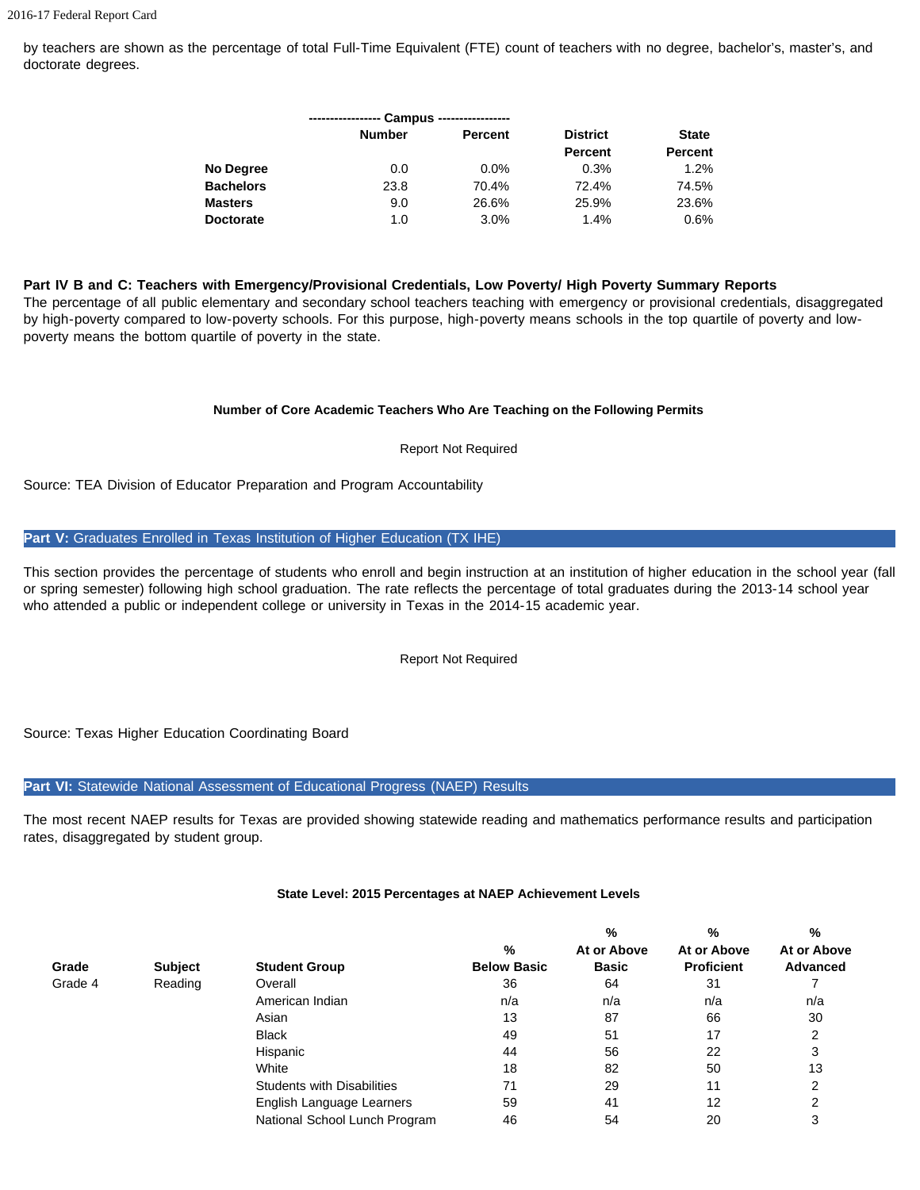by teachers are shown as the percentage of total Full-Time Equivalent (FTE) count of teachers with no degree, bachelor's, master's, and doctorate degrees.

| | Campus | | District | State |
|---|---|---|---|---|
| | Number | Percent | Percent | Percent |
| **No Degree** | 0.0 | 0.0% | 0.3% | 1.2% |
| **Bachelors** | 23.8 | 70.4% | 72.4% | 74.5% |
| **Masters** | 9.0 | 26.6% | 25.9% | 23.6% |
| **Doctorate** | 1.0 | 3.0% | 1.4% | 0.6% |

**Part IV B and C: Teachers with Emergency/Provisional Credentials, Low Poverty/ High Poverty Summary Reports**

The percentage of all public elementary and secondary school teachers teaching with emergency or provisional credentials, disaggregated by high-poverty compared to low-poverty schools. For this purpose, high-poverty means schools in the top quartile of poverty and low-poverty means the bottom quartile of poverty in the state.

**Number of Core Academic Teachers Who Are Teaching on the Following Permits**

Report Not Required

Source: TEA Division of Educator Preparation and Program Accountability

## Part V: Graduates Enrolled in Texas Institution of Higher Education (TX IHE)

This section provides the percentage of students who enroll and begin instruction at an institution of higher education in the school year (fall or spring semester) following high school graduation. The rate reflects the percentage of total graduates during the 2013-14 school year who attended a public or independent college or university in Texas in the 2014-15 academic year.

Report Not Required

Source: Texas Higher Education Coordinating Board

## Part VI: Statewide National Assessment of Educational Progress (NAEP) Results

The most recent NAEP results for Texas are provided showing statewide reading and mathematics performance results and participation rates, disaggregated by student group.

**State Level: 2015 Percentages at NAEP Achievement Levels**

| Grade | Subject | Student Group | % Below Basic | % At or Above Basic | % At or Above Proficient | % At or Above Advanced |
|---|---|---|---|---|---|---|
| Grade 4 | Reading | Overall | 36 | 64 | 31 | 7 |
| | | American Indian | n/a | n/a | n/a | n/a |
| | | Asian | 13 | 87 | 66 | 30 |
| | | Black | 49 | 51 | 17 | 2 |
| | | Hispanic | 44 | 56 | 22 | 3 |
| | | White | 18 | 82 | 50 | 13 |
| | | Students with Disabilities | 71 | 29 | 11 | 2 |
| | | English Language Learners | 59 | 41 | 12 | 2 |
| | | National School Lunch Program | 46 | 54 | 20 | 3 |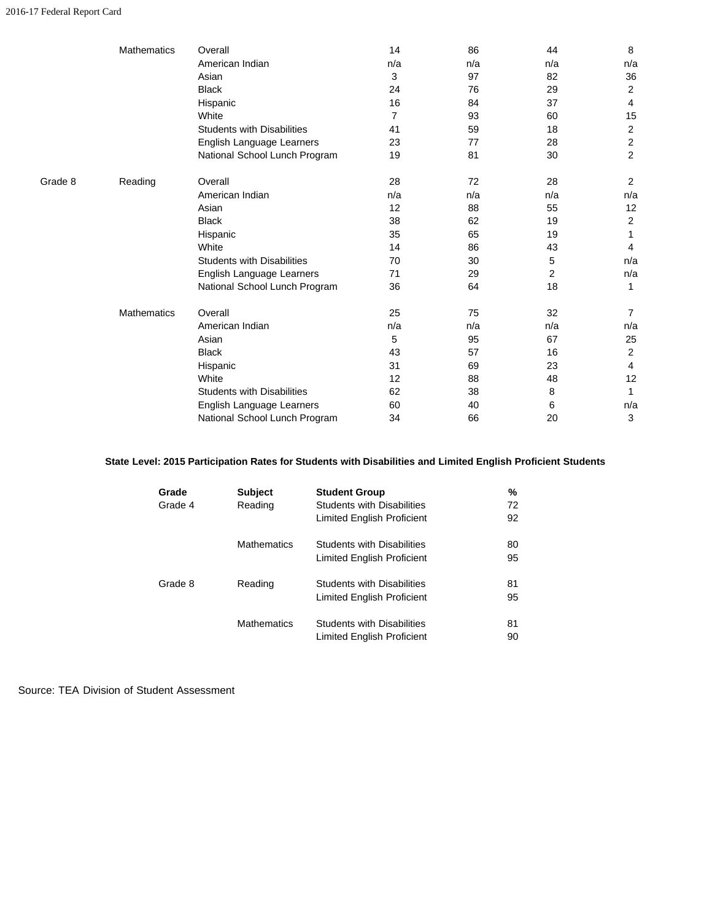| | | | | | | |
|---|---|---|---|---|---|---|
| | Mathematics | Overall | 14 | 86 | 44 | 8 |
| | | American Indian | n/a | n/a | n/a | n/a |
| | | Asian | 3 | 97 | 82 | 36 |
| | | Black | 24 | 76 | 29 | 2 |
| | | Hispanic | 16 | 84 | 37 | 4 |
| | | White | 7 | 93 | 60 | 15 |
| | | Students with Disabilities | 41 | 59 | 18 | 2 |
| | | English Language Learners | 23 | 77 | 28 | 2 |
| | | National School Lunch Program | 19 | 81 | 30 | 2 |
| Grade 8 | Reading | Overall | 28 | 72 | 28 | 2 |
| | | American Indian | n/a | n/a | n/a | n/a |
| | | Asian | 12 | 88 | 55 | 12 |
| | | Black | 38 | 62 | 19 | 2 |
| | | Hispanic | 35 | 65 | 19 | 1 |
| | | White | 14 | 86 | 43 | 4 |
| | | Students with Disabilities | 70 | 30 | 5 | n/a |
| | | English Language Learners | 71 | 29 | 2 | n/a |
| | | National School Lunch Program | 36 | 64 | 18 | 1 |
| | Mathematics | Overall | 25 | 75 | 32 | 7 |
| | | American Indian | n/a | n/a | n/a | n/a |
| | | Asian | 5 | 95 | 67 | 25 |
| | | Black | 43 | 57 | 16 | 2 |
| | | Hispanic | 31 | 69 | 23 | 4 |
| | | White | 12 | 88 | 48 | 12 |
| | | Students with Disabilities | 62 | 38 | 8 | 1 |
| | | English Language Learners | 60 | 40 | 6 | n/a |
| | | National School Lunch Program | 34 | 66 | 20 | 3 |

**State Level: 2015 Participation Rates for Students with Disabilities and Limited English Proficient Students**

| Grade | Subject | Student Group | % |
|---|---|---|---|
| Grade 4 | Reading | Students with Disabilities | 72 |
| | | Limited English Proficient | 92 |
| | Mathematics | Students with Disabilities | 80 |
| | | Limited English Proficient | 95 |
| Grade 8 | Reading | Students with Disabilities | 81 |
| | | Limited English Proficient | 95 |
| | Mathematics | Students with Disabilities | 81 |
| | | Limited English Proficient | 90 |

Source: TEA Division of Student Assessment